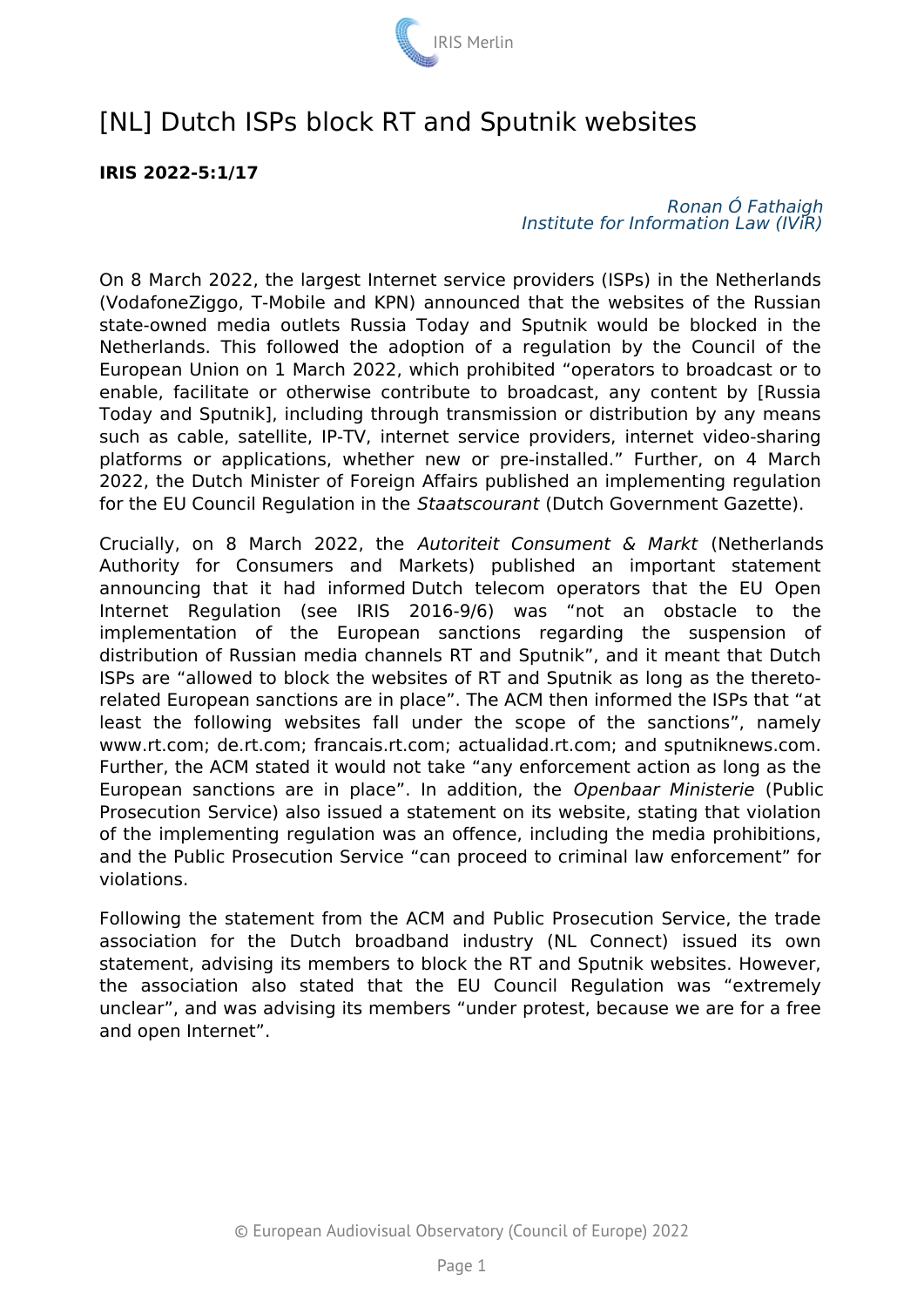# [NL] Dutch ISPs block RT and Sputnik websites

**IRIS 2022-5:1/17**

*Ronan Ó Fathaigh*
*Institute for Information Law (IViR)*

On 8 March 2022, the largest Internet service providers (ISPs) in the Netherlands (VodafoneZiggo, T-Mobile and KPN) announced that the websites of the Russian state-owned media outlets Russia Today and Sputnik would be blocked in the Netherlands. This followed the adoption of a regulation by the Council of the European Union on 1 March 2022, which prohibited "operators to broadcast or to enable, facilitate or otherwise contribute to broadcast, any content by [Russia Today and Sputnik], including through transmission or distribution by any means such as cable, satellite, IP-TV, internet service providers, internet video-sharing platforms or applications, whether new or pre-installed." Further, on 4 March 2022, the Dutch Minister of Foreign Affairs published an implementing regulation for the EU Council Regulation in the *Staatscourant* (Dutch Government Gazette).

Crucially, on 8 March 2022, the *Autoriteit Consument & Markt* (Netherlands Authority for Consumers and Markets) published an important statement announcing that it had informed Dutch telecom operators that the EU Open Internet Regulation (see IRIS 2016-9/6) was "not an obstacle to the implementation of the European sanctions regarding the suspension of distribution of Russian media channels RT and Sputnik", and it meant that Dutch ISPs are "allowed to block the websites of RT and Sputnik as long as the thereto-related European sanctions are in place". The ACM then informed the ISPs that "at least the following websites fall under the scope of the sanctions", namely www.rt.com; de.rt.com; francais.rt.com; actualidad.rt.com; and sputniknews.com. Further, the ACM stated it would not take "any enforcement action as long as the European sanctions are in place". In addition, the *Openbaar Ministerie* (Public Prosecution Service) also issued a statement on its website, stating that violation of the implementing regulation was an offence, including the media prohibitions, and the Public Prosecution Service "can proceed to criminal law enforcement" for violations.

Following the statement from the ACM and Public Prosecution Service, the trade association for the Dutch broadband industry (NL Connect) issued its own statement, advising its members to block the RT and Sputnik websites. However, the association also stated that the EU Council Regulation was "extremely unclear", and was advising its members "under protest, because we are for a free and open Internet".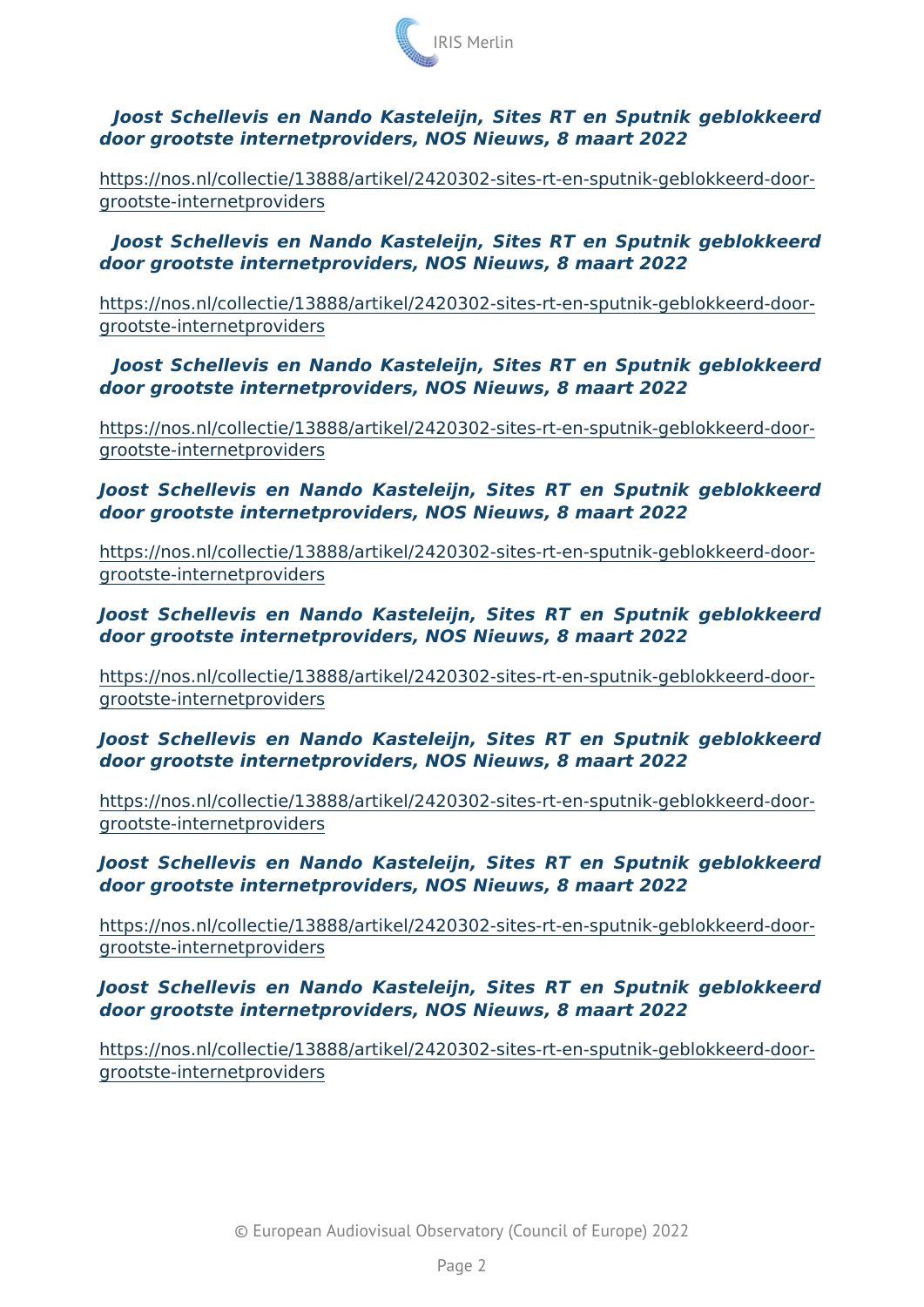***Joost Schellevis en Nando Kasteleijn, Sites RT en Sputnik geblokkeerd door grootste internetproviders, NOS Nieuws, 8 maart 2022***

https://nos.nl/collectie/13888/artikel/2420302-sites-rt-en-sputnik-geblokkeerd-door-grootste-internetproviders

***Joost Schellevis en Nando Kasteleijn, Sites RT en Sputnik geblokkeerd door grootste internetproviders, NOS Nieuws, 8 maart 2022***

https://nos.nl/collectie/13888/artikel/2420302-sites-rt-en-sputnik-geblokkeerd-door-grootste-internetproviders

***Joost Schellevis en Nando Kasteleijn, Sites RT en Sputnik geblokkeerd door grootste internetproviders, NOS Nieuws, 8 maart 2022***

https://nos.nl/collectie/13888/artikel/2420302-sites-rt-en-sputnik-geblokkeerd-door-grootste-internetproviders

***Joost Schellevis en Nando Kasteleijn, Sites RT en Sputnik geblokkeerd door grootste internetproviders, NOS Nieuws, 8 maart 2022***

https://nos.nl/collectie/13888/artikel/2420302-sites-rt-en-sputnik-geblokkeerd-door-grootste-internetproviders

***Joost Schellevis en Nando Kasteleijn, Sites RT en Sputnik geblokkeerd door grootste internetproviders, NOS Nieuws, 8 maart 2022***

https://nos.nl/collectie/13888/artikel/2420302-sites-rt-en-sputnik-geblokkeerd-door-grootste-internetproviders

***Joost Schellevis en Nando Kasteleijn, Sites RT en Sputnik geblokkeerd door grootste internetproviders, NOS Nieuws, 8 maart 2022***

https://nos.nl/collectie/13888/artikel/2420302-sites-rt-en-sputnik-geblokkeerd-door-grootste-internetproviders

***Joost Schellevis en Nando Kasteleijn, Sites RT en Sputnik geblokkeerd door grootste internetproviders, NOS Nieuws, 8 maart 2022***

https://nos.nl/collectie/13888/artikel/2420302-sites-rt-en-sputnik-geblokkeerd-door-grootste-internetproviders

***Joost Schellevis en Nando Kasteleijn, Sites RT en Sputnik geblokkeerd door grootste internetproviders, NOS Nieuws, 8 maart 2022***

https://nos.nl/collectie/13888/artikel/2420302-sites-rt-en-sputnik-geblokkeerd-door-grootste-internetproviders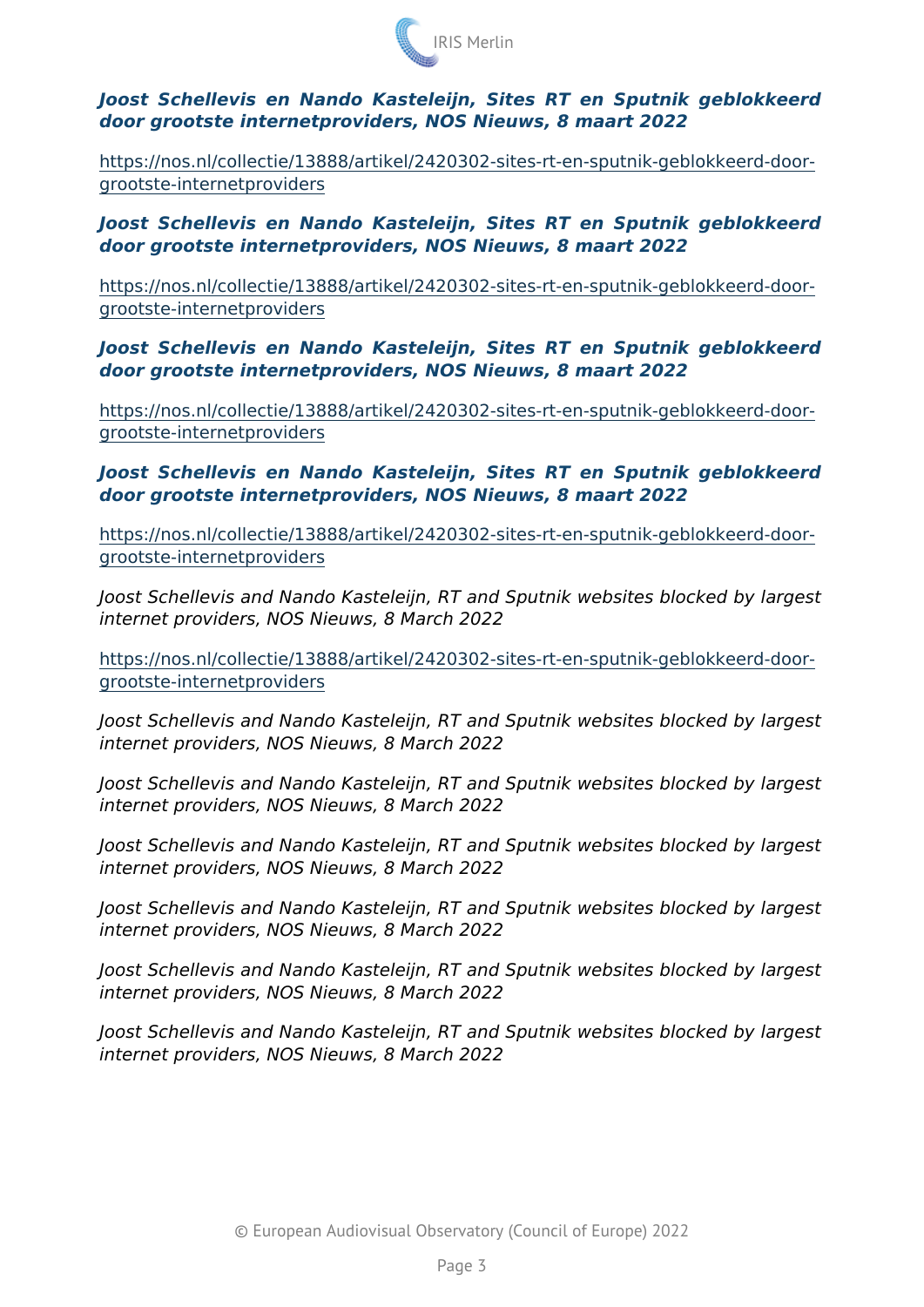***Joost Schellevis en Nando Kasteleijn, Sites RT en Sputnik geblokkeerd door grootste internetproviders, NOS Nieuws, 8 maart 2022***

https://nos.nl/collectie/13888/artikel/2420302-sites-rt-en-sputnik-geblokkeerd-door-grootste-internetproviders

***Joost Schellevis en Nando Kasteleijn, Sites RT en Sputnik geblokkeerd door grootste internetproviders, NOS Nieuws, 8 maart 2022***

https://nos.nl/collectie/13888/artikel/2420302-sites-rt-en-sputnik-geblokkeerd-door-grootste-internetproviders

***Joost Schellevis en Nando Kasteleijn, Sites RT en Sputnik geblokkeerd door grootste internetproviders, NOS Nieuws, 8 maart 2022***

https://nos.nl/collectie/13888/artikel/2420302-sites-rt-en-sputnik-geblokkeerd-door-grootste-internetproviders

***Joost Schellevis en Nando Kasteleijn, Sites RT en Sputnik geblokkeerd door grootste internetproviders, NOS Nieuws, 8 maart 2022***

https://nos.nl/collectie/13888/artikel/2420302-sites-rt-en-sputnik-geblokkeerd-door-grootste-internetproviders

*Joost Schellevis and Nando Kasteleijn, RT and Sputnik websites blocked by largest internet providers, NOS Nieuws, 8 March 2022*

https://nos.nl/collectie/13888/artikel/2420302-sites-rt-en-sputnik-geblokkeerd-door-grootste-internetproviders

*Joost Schellevis and Nando Kasteleijn, RT and Sputnik websites blocked by largest internet providers, NOS Nieuws, 8 March 2022*

*Joost Schellevis and Nando Kasteleijn, RT and Sputnik websites blocked by largest internet providers, NOS Nieuws, 8 March 2022*

*Joost Schellevis and Nando Kasteleijn, RT and Sputnik websites blocked by largest internet providers, NOS Nieuws, 8 March 2022*

*Joost Schellevis and Nando Kasteleijn, RT and Sputnik websites blocked by largest internet providers, NOS Nieuws, 8 March 2022*

*Joost Schellevis and Nando Kasteleijn, RT and Sputnik websites blocked by largest internet providers, NOS Nieuws, 8 March 2022*

*Joost Schellevis and Nando Kasteleijn, RT and Sputnik websites blocked by largest internet providers, NOS Nieuws, 8 March 2022*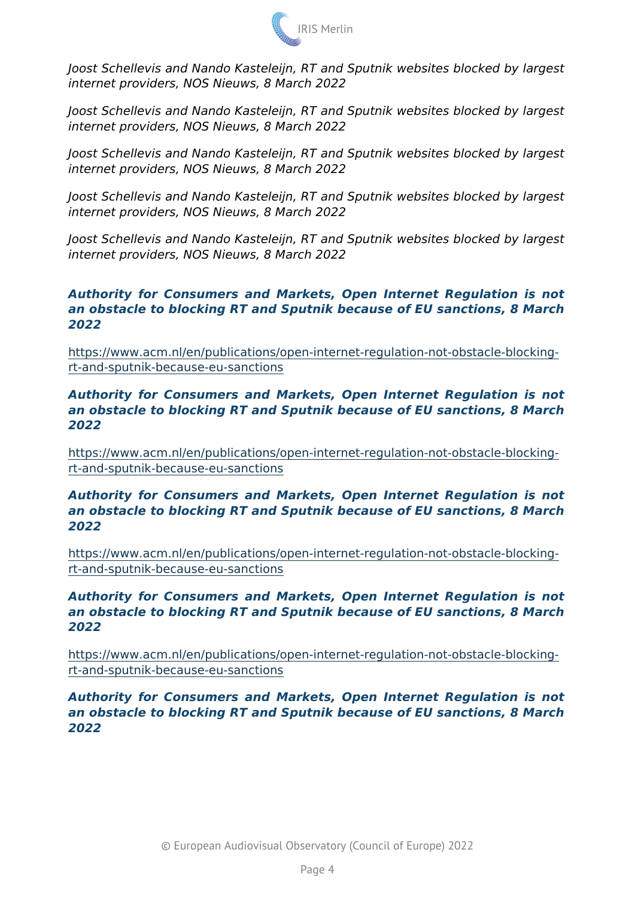*Joost Schellevis and Nando Kasteleijn, RT and Sputnik websites blocked by largest internet providers, NOS Nieuws, 8 March 2022*

*Joost Schellevis and Nando Kasteleijn, RT and Sputnik websites blocked by largest internet providers, NOS Nieuws, 8 March 2022*

*Joost Schellevis and Nando Kasteleijn, RT and Sputnik websites blocked by largest internet providers, NOS Nieuws, 8 March 2022*

*Joost Schellevis and Nando Kasteleijn, RT and Sputnik websites blocked by largest internet providers, NOS Nieuws, 8 March 2022*

*Joost Schellevis and Nando Kasteleijn, RT and Sputnik websites blocked by largest internet providers, NOS Nieuws, 8 March 2022*

***Authority for Consumers and Markets, Open Internet Regulation is not an obstacle to blocking RT and Sputnik because of EU sanctions, 8 March 2022***

https://www.acm.nl/en/publications/open-internet-regulation-not-obstacle-blocking-rt-and-sputnik-because-eu-sanctions

***Authority for Consumers and Markets, Open Internet Regulation is not an obstacle to blocking RT and Sputnik because of EU sanctions, 8 March 2022***

https://www.acm.nl/en/publications/open-internet-regulation-not-obstacle-blocking-rt-and-sputnik-because-eu-sanctions

***Authority for Consumers and Markets, Open Internet Regulation is not an obstacle to blocking RT and Sputnik because of EU sanctions, 8 March 2022***

https://www.acm.nl/en/publications/open-internet-regulation-not-obstacle-blocking-rt-and-sputnik-because-eu-sanctions

***Authority for Consumers and Markets, Open Internet Regulation is not an obstacle to blocking RT and Sputnik because of EU sanctions, 8 March 2022***

https://www.acm.nl/en/publications/open-internet-regulation-not-obstacle-blocking-rt-and-sputnik-because-eu-sanctions

***Authority for Consumers and Markets, Open Internet Regulation is not an obstacle to blocking RT and Sputnik because of EU sanctions, 8 March 2022***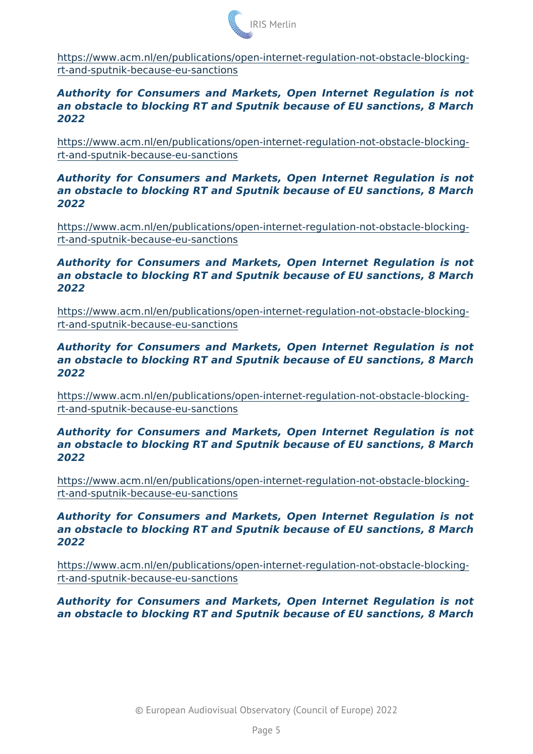https://www.acm.nl/en/publications/open-internet-regulation-not-obstacle-blocking-rt-and-sputnik-because-eu-sanctions

***Authority for Consumers and Markets, Open Internet Regulation is not an obstacle to blocking RT and Sputnik because of EU sanctions, 8 March 2022***

https://www.acm.nl/en/publications/open-internet-regulation-not-obstacle-blocking-rt-and-sputnik-because-eu-sanctions

***Authority for Consumers and Markets, Open Internet Regulation is not an obstacle to blocking RT and Sputnik because of EU sanctions, 8 March 2022***

https://www.acm.nl/en/publications/open-internet-regulation-not-obstacle-blocking-rt-and-sputnik-because-eu-sanctions

***Authority for Consumers and Markets, Open Internet Regulation is not an obstacle to blocking RT and Sputnik because of EU sanctions, 8 March 2022***

https://www.acm.nl/en/publications/open-internet-regulation-not-obstacle-blocking-rt-and-sputnik-because-eu-sanctions

***Authority for Consumers and Markets, Open Internet Regulation is not an obstacle to blocking RT and Sputnik because of EU sanctions, 8 March 2022***

https://www.acm.nl/en/publications/open-internet-regulation-not-obstacle-blocking-rt-and-sputnik-because-eu-sanctions

***Authority for Consumers and Markets, Open Internet Regulation is not an obstacle to blocking RT and Sputnik because of EU sanctions, 8 March 2022***

https://www.acm.nl/en/publications/open-internet-regulation-not-obstacle-blocking-rt-and-sputnik-because-eu-sanctions

***Authority for Consumers and Markets, Open Internet Regulation is not an obstacle to blocking RT and Sputnik because of EU sanctions, 8 March 2022***

https://www.acm.nl/en/publications/open-internet-regulation-not-obstacle-blocking-rt-and-sputnik-because-eu-sanctions

***Authority for Consumers and Markets, Open Internet Regulation is not an obstacle to blocking RT and Sputnik because of EU sanctions, 8 March***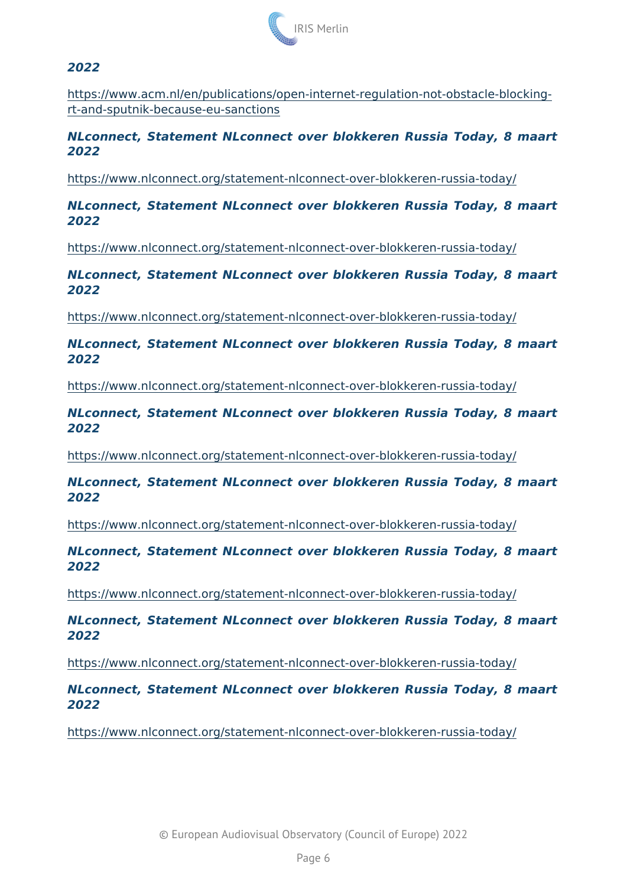***2022***

https://www.acm.nl/en/publications/open-internet-regulation-not-obstacle-blocking-rt-and-sputnik-because-eu-sanctions

***NLconnect, Statement NLconnect over blokkeren Russia Today, 8 maart 2022***

https://www.nlconnect.org/statement-nlconnect-over-blokkeren-russia-today/

***NLconnect, Statement NLconnect over blokkeren Russia Today, 8 maart 2022***

https://www.nlconnect.org/statement-nlconnect-over-blokkeren-russia-today/

***NLconnect, Statement NLconnect over blokkeren Russia Today, 8 maart 2022***

https://www.nlconnect.org/statement-nlconnect-over-blokkeren-russia-today/

***NLconnect, Statement NLconnect over blokkeren Russia Today, 8 maart 2022***

https://www.nlconnect.org/statement-nlconnect-over-blokkeren-russia-today/

***NLconnect, Statement NLconnect over blokkeren Russia Today, 8 maart 2022***

https://www.nlconnect.org/statement-nlconnect-over-blokkeren-russia-today/

***NLconnect, Statement NLconnect over blokkeren Russia Today, 8 maart 2022***

https://www.nlconnect.org/statement-nlconnect-over-blokkeren-russia-today/

***NLconnect, Statement NLconnect over blokkeren Russia Today, 8 maart 2022***

https://www.nlconnect.org/statement-nlconnect-over-blokkeren-russia-today/

***NLconnect, Statement NLconnect over blokkeren Russia Today, 8 maart 2022***

https://www.nlconnect.org/statement-nlconnect-over-blokkeren-russia-today/

***NLconnect, Statement NLconnect over blokkeren Russia Today, 8 maart 2022***

https://www.nlconnect.org/statement-nlconnect-over-blokkeren-russia-today/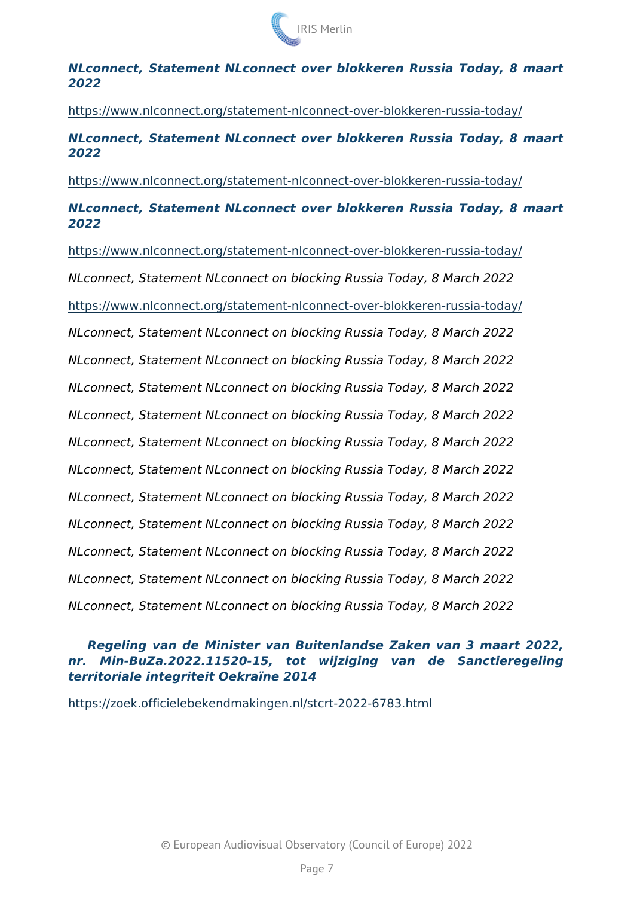***NLconnect, Statement NLconnect over blokkeren Russia Today, 8 maart 2022***

https://www.nlconnect.org/statement-nlconnect-over-blokkeren-russia-today/

***NLconnect, Statement NLconnect over blokkeren Russia Today, 8 maart 2022***

https://www.nlconnect.org/statement-nlconnect-over-blokkeren-russia-today/

***NLconnect, Statement NLconnect over blokkeren Russia Today, 8 maart 2022***

https://www.nlconnect.org/statement-nlconnect-over-blokkeren-russia-today/

*NLconnect, Statement NLconnect on blocking Russia Today, 8 March 2022*

https://www.nlconnect.org/statement-nlconnect-over-blokkeren-russia-today/

*NLconnect, Statement NLconnect on blocking Russia Today, 8 March 2022*

*NLconnect, Statement NLconnect on blocking Russia Today, 8 March 2022*

*NLconnect, Statement NLconnect on blocking Russia Today, 8 March 2022*

*NLconnect, Statement NLconnect on blocking Russia Today, 8 March 2022*

*NLconnect, Statement NLconnect on blocking Russia Today, 8 March 2022*

*NLconnect, Statement NLconnect on blocking Russia Today, 8 March 2022*

*NLconnect, Statement NLconnect on blocking Russia Today, 8 March 2022*

*NLconnect, Statement NLconnect on blocking Russia Today, 8 March 2022*

*NLconnect, Statement NLconnect on blocking Russia Today, 8 March 2022*

*NLconnect, Statement NLconnect on blocking Russia Today, 8 March 2022*

*NLconnect, Statement NLconnect on blocking Russia Today, 8 March 2022*

***Regeling van de Minister van Buitenlandse Zaken van 3 maart 2022, nr. Min-BuZa.2022.11520-15, tot wijziging van de Sanctieregeling territoriale integriteit Oekraïne 2014***

https://zoek.officielebekendmakingen.nl/stcrt-2022-6783.html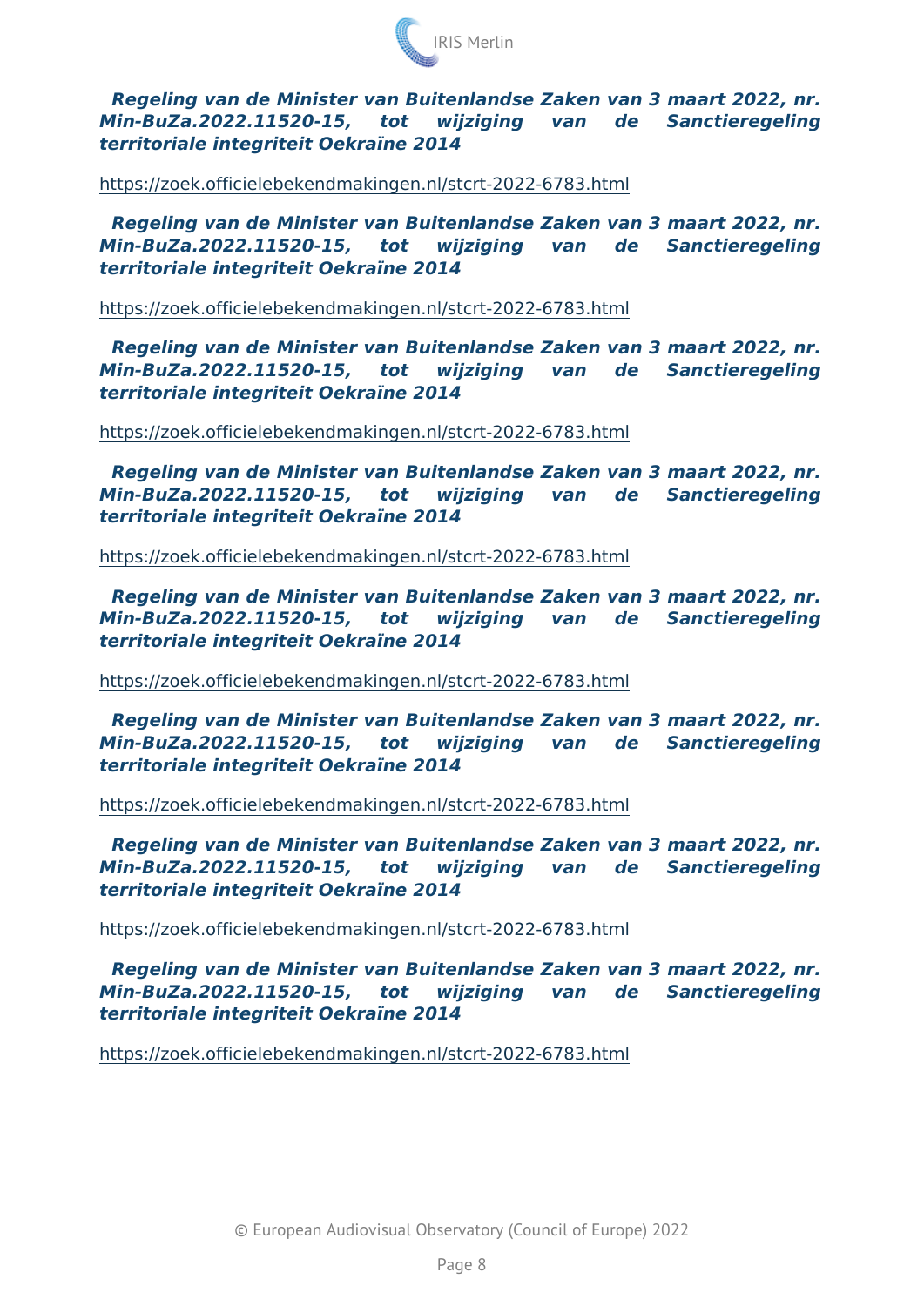***Regeling van de Minister van Buitenlandse Zaken van 3 maart 2022, nr. Min-BuZa.2022.11520-15, tot wijziging van de Sanctieregeling territoriale integriteit Oekraïne 2014***

https://zoek.officielebekendmakingen.nl/stcrt-2022-6783.html

***Regeling van de Minister van Buitenlandse Zaken van 3 maart 2022, nr. Min-BuZa.2022.11520-15, tot wijziging van de Sanctieregeling territoriale integriteit Oekraïne 2014***

https://zoek.officielebekendmakingen.nl/stcrt-2022-6783.html

***Regeling van de Minister van Buitenlandse Zaken van 3 maart 2022, nr. Min-BuZa.2022.11520-15, tot wijziging van de Sanctieregeling territoriale integriteit Oekraïne 2014***

https://zoek.officielebekendmakingen.nl/stcrt-2022-6783.html

***Regeling van de Minister van Buitenlandse Zaken van 3 maart 2022, nr. Min-BuZa.2022.11520-15, tot wijziging van de Sanctieregeling territoriale integriteit Oekraïne 2014***

https://zoek.officielebekendmakingen.nl/stcrt-2022-6783.html

***Regeling van de Minister van Buitenlandse Zaken van 3 maart 2022, nr. Min-BuZa.2022.11520-15, tot wijziging van de Sanctieregeling territoriale integriteit Oekraïne 2014***

https://zoek.officielebekendmakingen.nl/stcrt-2022-6783.html

***Regeling van de Minister van Buitenlandse Zaken van 3 maart 2022, nr. Min-BuZa.2022.11520-15, tot wijziging van de Sanctieregeling territoriale integriteit Oekraïne 2014***

https://zoek.officielebekendmakingen.nl/stcrt-2022-6783.html

***Regeling van de Minister van Buitenlandse Zaken van 3 maart 2022, nr. Min-BuZa.2022.11520-15, tot wijziging van de Sanctieregeling territoriale integriteit Oekraïne 2014***

https://zoek.officielebekendmakingen.nl/stcrt-2022-6783.html

***Regeling van de Minister van Buitenlandse Zaken van 3 maart 2022, nr. Min-BuZa.2022.11520-15, tot wijziging van de Sanctieregeling territoriale integriteit Oekraïne 2014***

https://zoek.officielebekendmakingen.nl/stcrt-2022-6783.html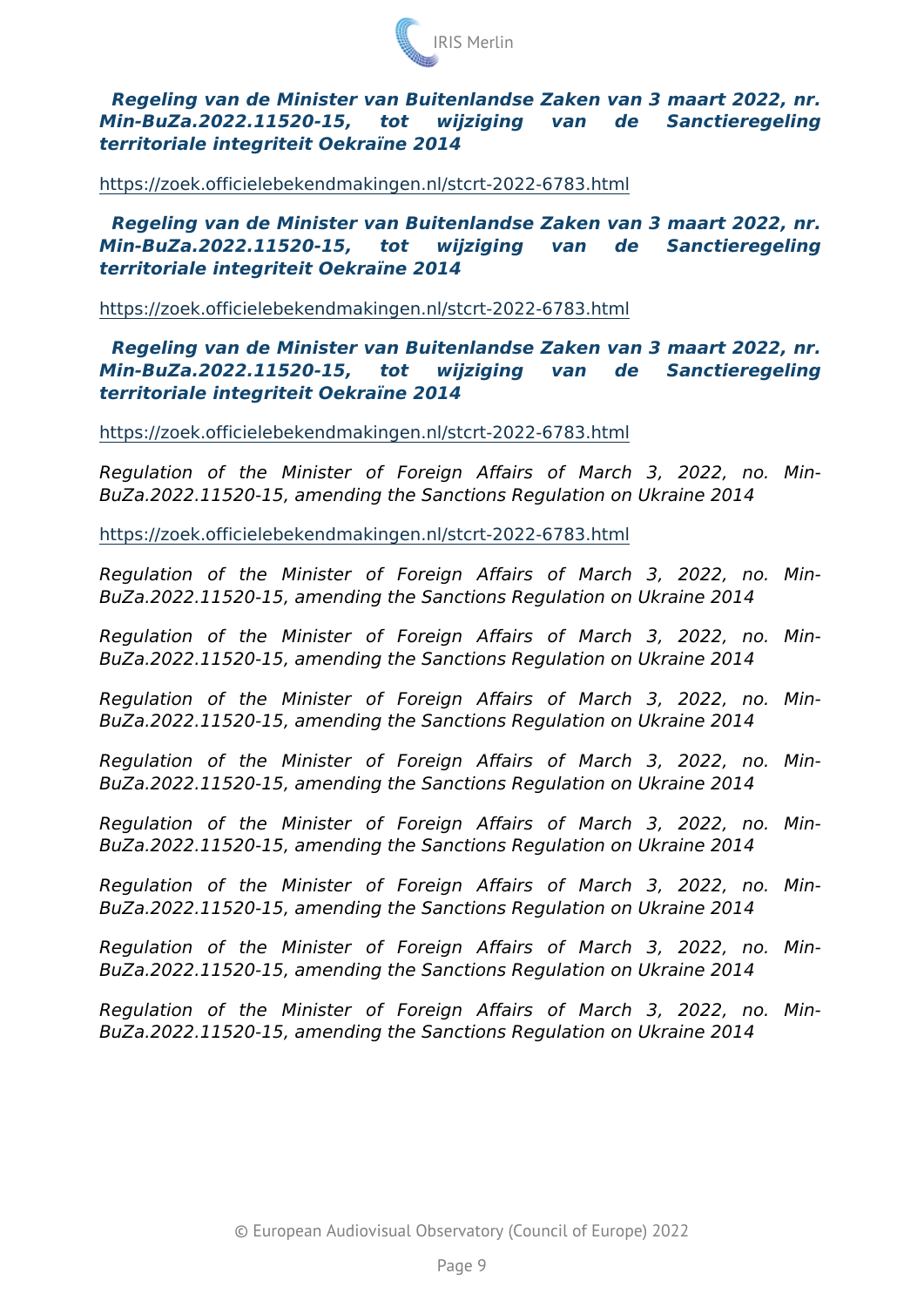***Regeling van de Minister van Buitenlandse Zaken van 3 maart 2022, nr. Min-BuZa.2022.11520-15, tot wijziging van de Sanctieregeling territoriale integriteit Oekraïne 2014***

https://zoek.officielebekendmakingen.nl/stcrt-2022-6783.html

***Regeling van de Minister van Buitenlandse Zaken van 3 maart 2022, nr. Min-BuZa.2022.11520-15, tot wijziging van de Sanctieregeling territoriale integriteit Oekraïne 2014***

https://zoek.officielebekendmakingen.nl/stcrt-2022-6783.html

***Regeling van de Minister van Buitenlandse Zaken van 3 maart 2022, nr. Min-BuZa.2022.11520-15, tot wijziging van de Sanctieregeling territoriale integriteit Oekraïne 2014***

https://zoek.officielebekendmakingen.nl/stcrt-2022-6783.html

*Regulation of the Minister of Foreign Affairs of March 3, 2022, no. Min-BuZa.2022.11520-15, amending the Sanctions Regulation on Ukraine 2014*

https://zoek.officielebekendmakingen.nl/stcrt-2022-6783.html

*Regulation of the Minister of Foreign Affairs of March 3, 2022, no. Min-BuZa.2022.11520-15, amending the Sanctions Regulation on Ukraine 2014*

*Regulation of the Minister of Foreign Affairs of March 3, 2022, no. Min-BuZa.2022.11520-15, amending the Sanctions Regulation on Ukraine 2014*

*Regulation of the Minister of Foreign Affairs of March 3, 2022, no. Min-BuZa.2022.11520-15, amending the Sanctions Regulation on Ukraine 2014*

*Regulation of the Minister of Foreign Affairs of March 3, 2022, no. Min-BuZa.2022.11520-15, amending the Sanctions Regulation on Ukraine 2014*

*Regulation of the Minister of Foreign Affairs of March 3, 2022, no. Min-BuZa.2022.11520-15, amending the Sanctions Regulation on Ukraine 2014*

*Regulation of the Minister of Foreign Affairs of March 3, 2022, no. Min-BuZa.2022.11520-15, amending the Sanctions Regulation on Ukraine 2014*

*Regulation of the Minister of Foreign Affairs of March 3, 2022, no. Min-BuZa.2022.11520-15, amending the Sanctions Regulation on Ukraine 2014*

*Regulation of the Minister of Foreign Affairs of March 3, 2022, no. Min-BuZa.2022.11520-15, amending the Sanctions Regulation on Ukraine 2014*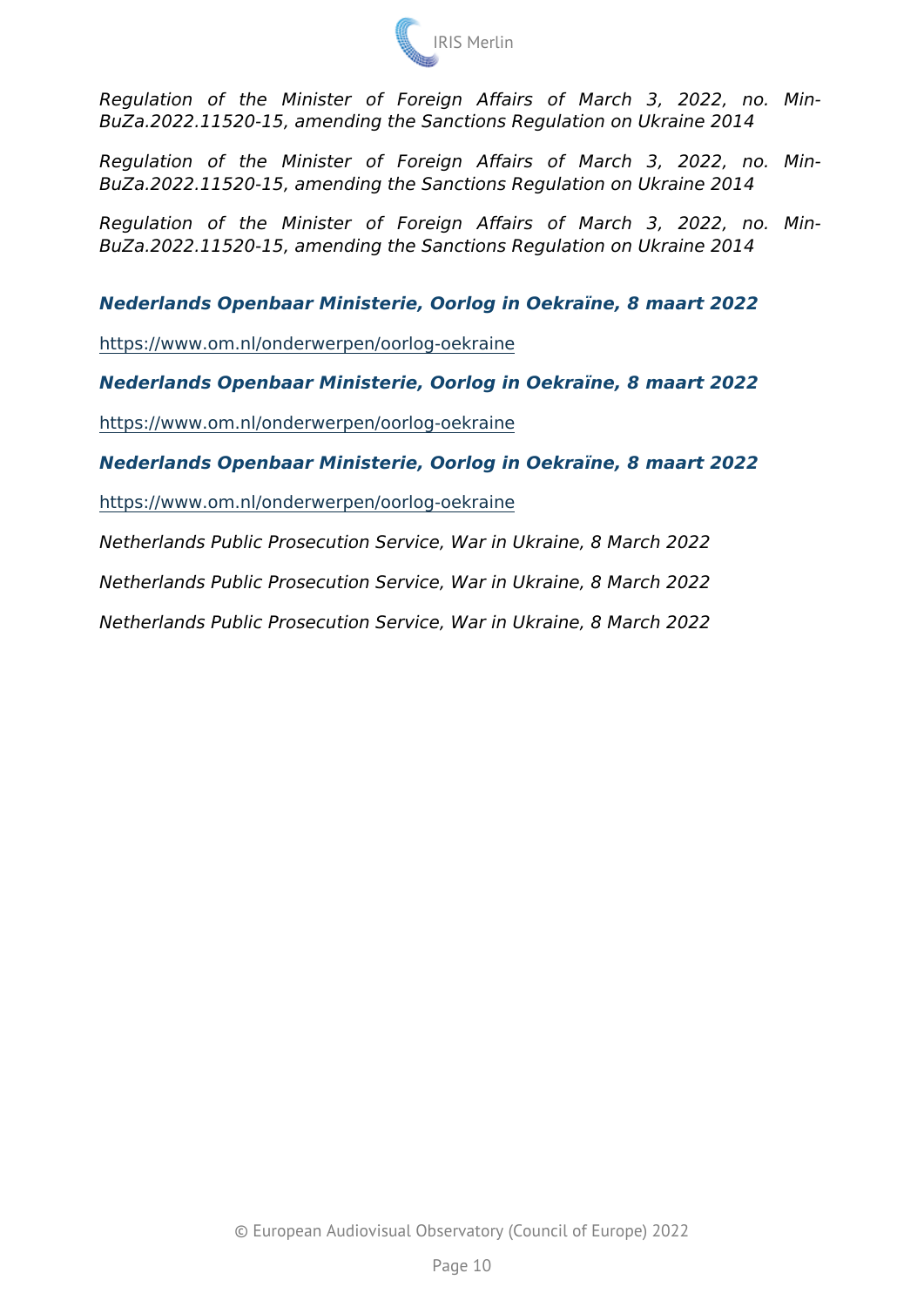*Regulation of the Minister of Foreign Affairs of March 3, 2022, no. Min-BuZa.2022.11520-15, amending the Sanctions Regulation on Ukraine 2014*

*Regulation of the Minister of Foreign Affairs of March 3, 2022, no. Min-BuZa.2022.11520-15, amending the Sanctions Regulation on Ukraine 2014*

*Regulation of the Minister of Foreign Affairs of March 3, 2022, no. Min-BuZa.2022.11520-15, amending the Sanctions Regulation on Ukraine 2014*

***Nederlands Openbaar Ministerie, Oorlog in Oekraïne, 8 maart 2022***

https://www.om.nl/onderwerpen/oorlog-oekraine

***Nederlands Openbaar Ministerie, Oorlog in Oekraïne, 8 maart 2022***

https://www.om.nl/onderwerpen/oorlog-oekraine

***Nederlands Openbaar Ministerie, Oorlog in Oekraïne, 8 maart 2022***

https://www.om.nl/onderwerpen/oorlog-oekraine

*Netherlands Public Prosecution Service, War in Ukraine, 8 March 2022*

*Netherlands Public Prosecution Service, War in Ukraine, 8 March 2022*

*Netherlands Public Prosecution Service, War in Ukraine, 8 March 2022*